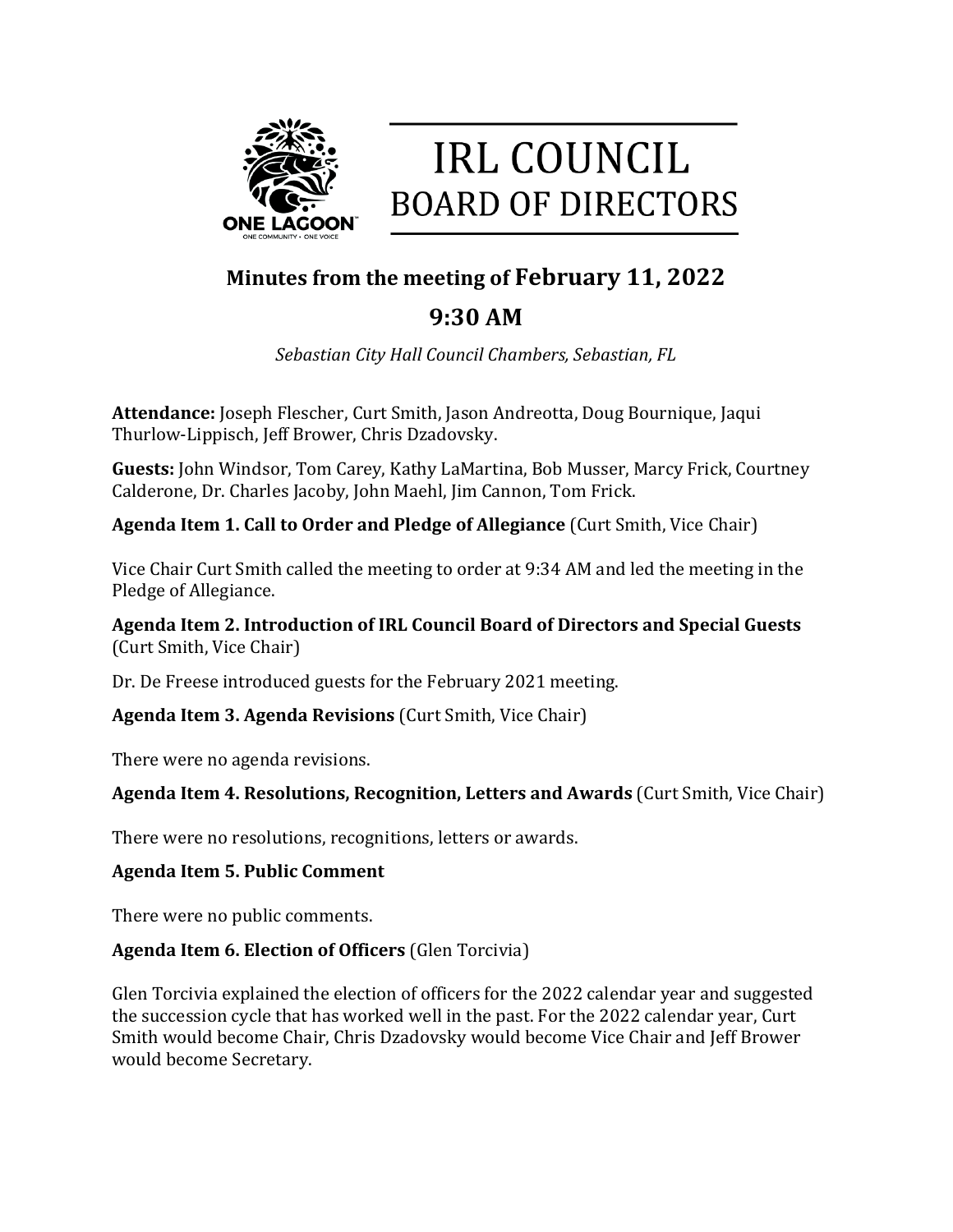# IRL COUNCIL
## BOARD OF DIRECTORS

### Minutes from the meeting of February 11, 2022

### 9:30 AM

*Sebastian City Hall Council Chambers, Sebastian, FL*

**Attendance:** Joseph Flescher, Curt Smith, Jason Andreotta, Doug Bournique, Jaqui Thurlow-Lippisch, Jeff Brower, Chris Dzadovsky.

**Guests:** John Windsor, Tom Carey, Kathy LaMartina, Bob Musser, Marcy Frick, Courtney Calderone, Dr. Charles Jacoby, John Maehl, Jim Cannon, Tom Frick.

**Agenda Item 1. Call to Order and Pledge of Allegiance** (Curt Smith, Vice Chair)

Vice Chair Curt Smith called the meeting to order at 9:34 AM and led the meeting in the Pledge of Allegiance.

**Agenda Item 2. Introduction of IRL Council Board of Directors and Special Guests** (Curt Smith, Vice Chair)

Dr. De Freese introduced guests for the February 2021 meeting.

**Agenda Item 3. Agenda Revisions** (Curt Smith, Vice Chair)

There were no agenda revisions.

**Agenda Item 4. Resolutions, Recognition, Letters and Awards** (Curt Smith, Vice Chair)

There were no resolutions, recognitions, letters or awards.

**Agenda Item 5. Public Comment**

There were no public comments.

**Agenda Item 6. Election of Officers** (Glen Torcivia)

Glen Torcivia explained the election of officers for the 2022 calendar year and suggested the succession cycle that has worked well in the past. For the 2022 calendar year, Curt Smith would become Chair, Chris Dzadovsky would become Vice Chair and Jeff Brower would become Secretary.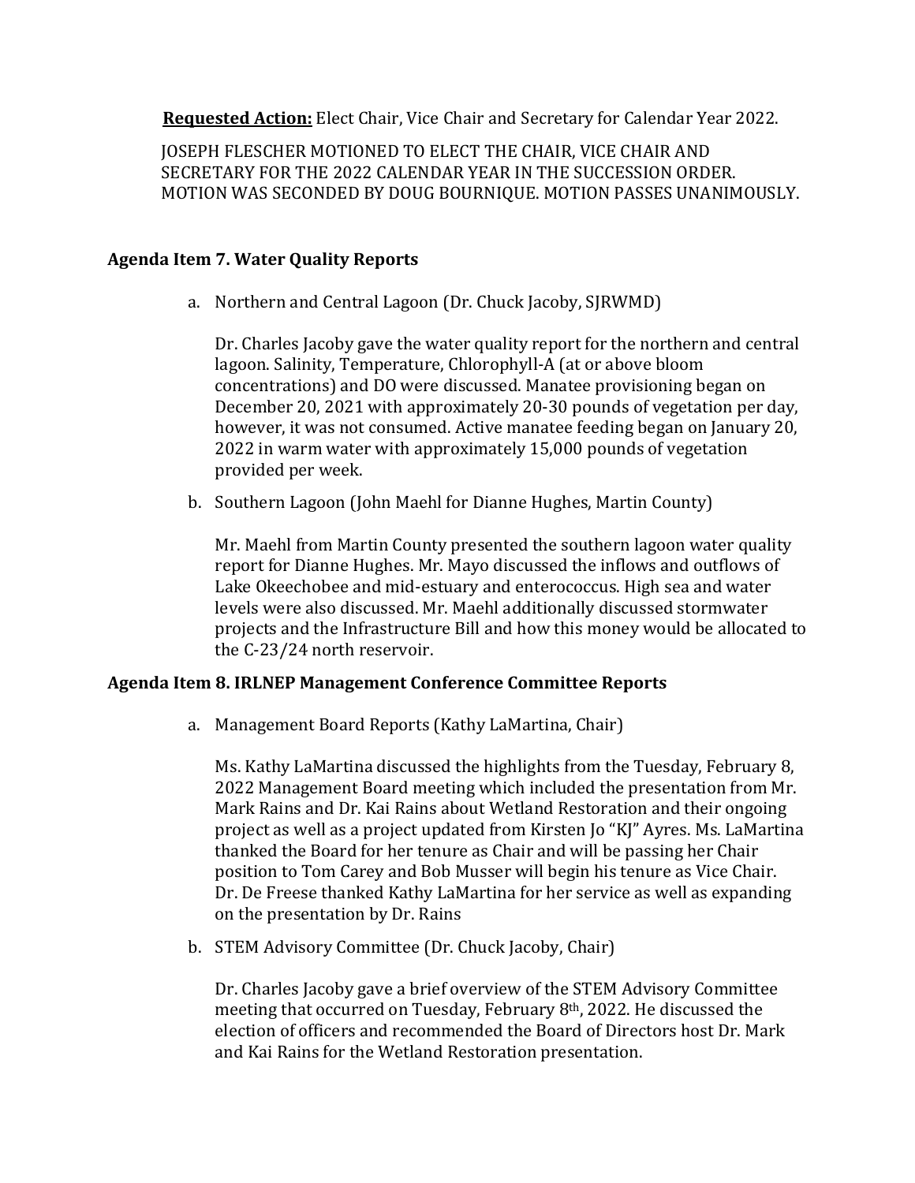**Requested Action:** Elect Chair, Vice Chair and Secretary for Calendar Year 2022.

JOSEPH FLESCHER MOTIONED TO ELECT THE CHAIR, VICE CHAIR AND SECRETARY FOR THE 2022 CALENDAR YEAR IN THE SUCCESSION ORDER. MOTION WAS SECONDED BY DOUG BOURNIQUE. MOTION PASSES UNANIMOUSLY.

### Agenda Item 7. Water Quality Reports

a. Northern and Central Lagoon (Dr. Chuck Jacoby, SJRWMD)

Dr. Charles Jacoby gave the water quality report for the northern and central lagoon. Salinity, Temperature, Chlorophyll-A (at or above bloom concentrations) and DO were discussed. Manatee provisioning began on December 20, 2021 with approximately 20-30 pounds of vegetation per day, however, it was not consumed. Active manatee feeding began on January 20, 2022 in warm water with approximately 15,000 pounds of vegetation provided per week.

b. Southern Lagoon (John Maehl for Dianne Hughes, Martin County)

Mr. Maehl from Martin County presented the southern lagoon water quality report for Dianne Hughes. Mr. Mayo discussed the inflows and outflows of Lake Okeechobee and mid-estuary and enterococcus. High sea and water levels were also discussed. Mr. Maehl additionally discussed stormwater projects and the Infrastructure Bill and how this money would be allocated to the C-23/24 north reservoir.

### Agenda Item 8. IRLNEP Management Conference Committee Reports

a. Management Board Reports (Kathy LaMartina, Chair)

Ms. Kathy LaMartina discussed the highlights from the Tuesday, February 8, 2022 Management Board meeting which included the presentation from Mr. Mark Rains and Dr. Kai Rains about Wetland Restoration and their ongoing project as well as a project updated from Kirsten Jo "KJ" Ayres. Ms. LaMartina thanked the Board for her tenure as Chair and will be passing her Chair position to Tom Carey and Bob Musser will begin his tenure as Vice Chair. Dr. De Freese thanked Kathy LaMartina for her service as well as expanding on the presentation by Dr. Rains

b. STEM Advisory Committee (Dr. Chuck Jacoby, Chair)

Dr. Charles Jacoby gave a brief overview of the STEM Advisory Committee meeting that occurred on Tuesday, February 8th, 2022. He discussed the election of officers and recommended the Board of Directors host Dr. Mark and Kai Rains for the Wetland Restoration presentation.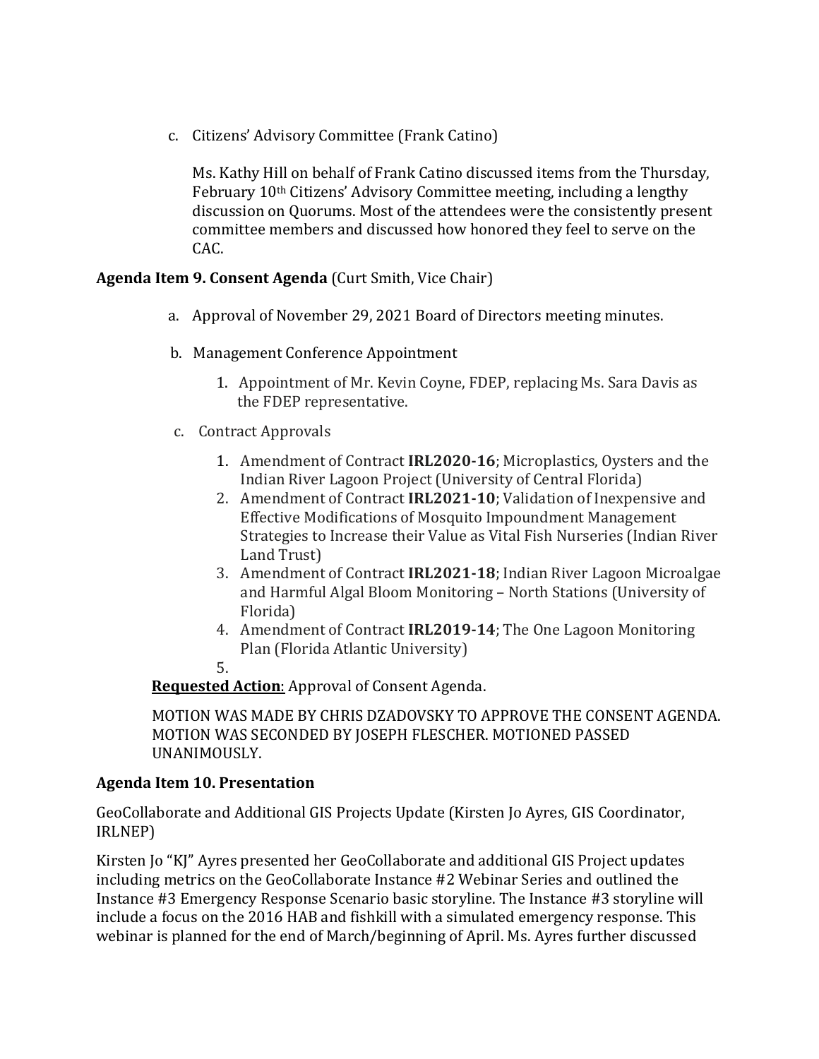c. Citizens' Advisory Committee (Frank Catino)

Ms. Kathy Hill on behalf of Frank Catino discussed items from the Thursday, February 10th Citizens' Advisory Committee meeting, including a lengthy discussion on Quorums. Most of the attendees were the consistently present committee members and discussed how honored they feel to serve on the CAC.

**Agenda Item 9. Consent Agenda** (Curt Smith, Vice Chair)

a. Approval of November 29, 2021 Board of Directors meeting minutes.

b. Management Conference Appointment

1. Appointment of Mr. Kevin Coyne, FDEP, replacing Ms. Sara Davis as the FDEP representative.

c. Contract Approvals

1. Amendment of Contract **IRL2020-16**; Microplastics, Oysters and the Indian River Lagoon Project (University of Central Florida)
2. Amendment of Contract **IRL2021-10**; Validation of Inexpensive and Effective Modifications of Mosquito Impoundment Management Strategies to Increase their Value as Vital Fish Nurseries (Indian River Land Trust)
3. Amendment of Contract **IRL2021-18**; Indian River Lagoon Microalgae and Harmful Algal Bloom Monitoring – North Stations (University of Florida)
4. Amendment of Contract **IRL2019-14**; The One Lagoon Monitoring Plan (Florida Atlantic University)
5.

**Requested Action**: Approval of Consent Agenda.

MOTION WAS MADE BY CHRIS DZADOVSKY TO APPROVE THE CONSENT AGENDA. MOTION WAS SECONDED BY JOSEPH FLESCHER. MOTIONED PASSED UNANIMOUSLY.

**Agenda Item 10. Presentation**

GeoCollaborate and Additional GIS Projects Update (Kirsten Jo Ayres, GIS Coordinator, IRLNEP)

Kirsten Jo "KJ" Ayres presented her GeoCollaborate and additional GIS Project updates including metrics on the GeoCollaborate Instance #2 Webinar Series and outlined the Instance #3 Emergency Response Scenario basic storyline. The Instance #3 storyline will include a focus on the 2016 HAB and fishkill with a simulated emergency response. This webinar is planned for the end of March/beginning of April. Ms. Ayres further discussed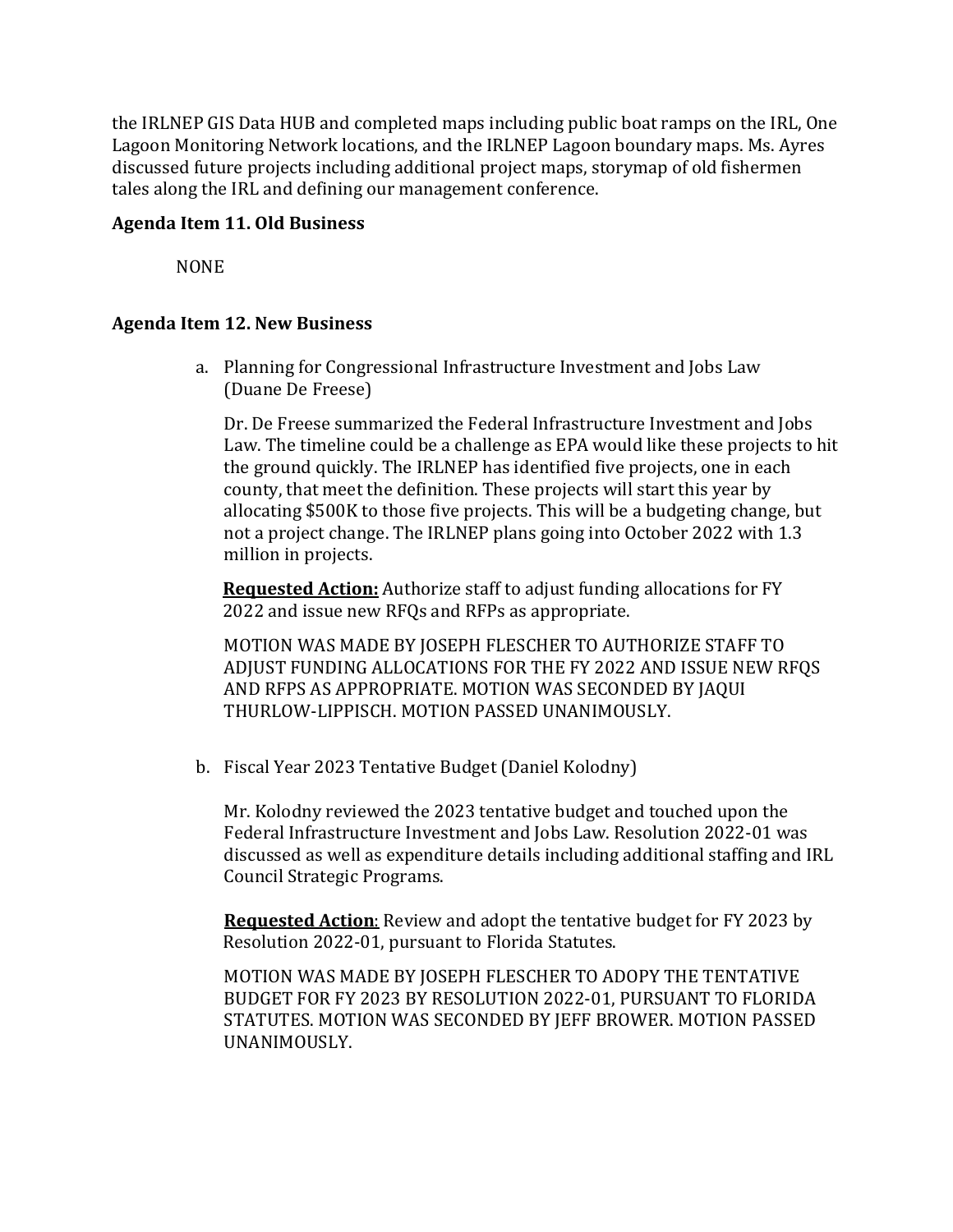the IRLNEP GIS Data HUB and completed maps including public boat ramps on the IRL, One Lagoon Monitoring Network locations, and the IRLNEP Lagoon boundary maps. Ms. Ayres discussed future projects including additional project maps, storymap of old fishermen tales along the IRL and defining our management conference.

**Agenda Item 11. Old Business**

NONE

**Agenda Item 12. New Business**

a. Planning for Congressional Infrastructure Investment and Jobs Law (Duane De Freese)

Dr. De Freese summarized the Federal Infrastructure Investment and Jobs Law. The timeline could be a challenge as EPA would like these projects to hit the ground quickly. The IRLNEP has identified five projects, one in each county, that meet the definition. These projects will start this year by allocating $500K to those five projects. This will be a budgeting change, but not a project change. The IRLNEP plans going into October 2022 with 1.3 million in projects.

**Requested Action:** Authorize staff to adjust funding allocations for FY 2022 and issue new RFQs and RFPs as appropriate.

MOTION WAS MADE BY JOSEPH FLESCHER TO AUTHORIZE STAFF TO ADJUST FUNDING ALLOCATIONS FOR THE FY 2022 AND ISSUE NEW RFQS AND RFPS AS APPROPRIATE. MOTION WAS SECONDED BY JAQUI THURLOW-LIPPISCH. MOTION PASSED UNANIMOUSLY.

b. Fiscal Year 2023 Tentative Budget (Daniel Kolodny)

Mr. Kolodny reviewed the 2023 tentative budget and touched upon the Federal Infrastructure Investment and Jobs Law. Resolution 2022-01 was discussed as well as expenditure details including additional staffing and IRL Council Strategic Programs.

**Requested Action**: Review and adopt the tentative budget for FY 2023 by Resolution 2022-01, pursuant to Florida Statutes.

MOTION WAS MADE BY JOSEPH FLESCHER TO ADOPY THE TENTATIVE BUDGET FOR FY 2023 BY RESOLUTION 2022-01, PURSUANT TO FLORIDA STATUTES. MOTION WAS SECONDED BY JEFF BROWER. MOTION PASSED UNANIMOUSLY.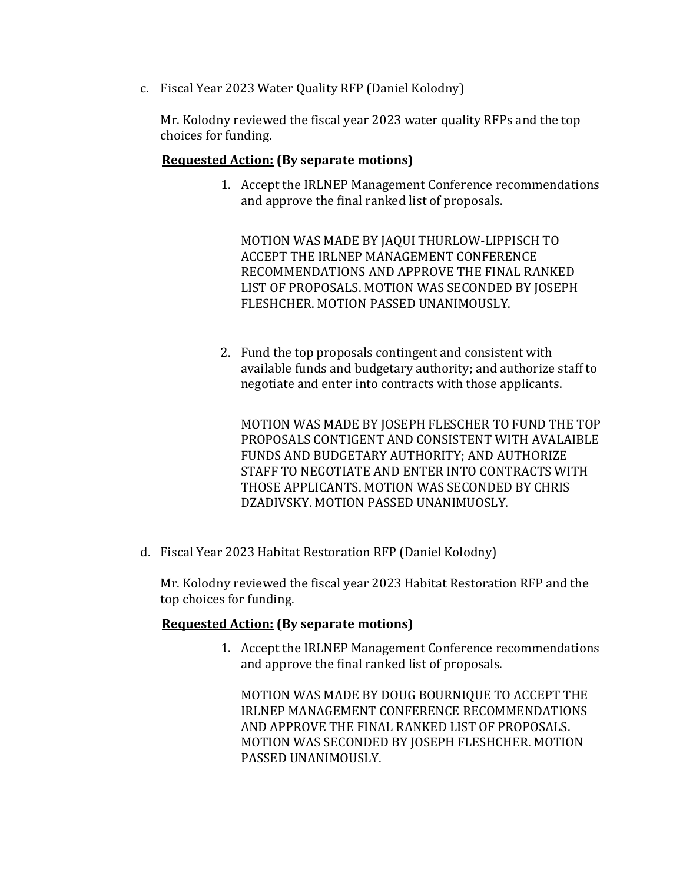c. Fiscal Year 2023 Water Quality RFP (Daniel Kolodny)

Mr. Kolodny reviewed the fiscal year 2023 water quality RFPs and the top choices for funding.

**<u>Requested Action:</u> (By separate motions)**

1. Accept the IRLNEP Management Conference recommendations and approve the final ranked list of proposals.

   MOTION WAS MADE BY JAQUI THURLOW-LIPPISCH TO ACCEPT THE IRLNEP MANAGEMENT CONFERENCE RECOMMENDATIONS AND APPROVE THE FINAL RANKED LIST OF PROPOSALS. MOTION WAS SECONDED BY JOSEPH FLESHCHER. MOTION PASSED UNANIMOUSLY.

2. Fund the top proposals contingent and consistent with available funds and budgetary authority; and authorize staff to negotiate and enter into contracts with those applicants.

   MOTION WAS MADE BY JOSEPH FLESCHER TO FUND THE TOP PROPOSALS CONTIGENT AND CONSISTENT WITH AVALAIBLE FUNDS AND BUDGETARY AUTHORITY; AND AUTHORIZE STAFF TO NEGOTIATE AND ENTER INTO CONTRACTS WITH THOSE APPLICANTS. MOTION WAS SECONDED BY CHRIS DZADIVSKY. MOTION PASSED UNANIMUOSLY.

d. Fiscal Year 2023 Habitat Restoration RFP (Daniel Kolodny)

Mr. Kolodny reviewed the fiscal year 2023 Habitat Restoration RFP and the top choices for funding.

**<u>Requested Action:</u> (By separate motions)**

1. Accept the IRLNEP Management Conference recommendations and approve the final ranked list of proposals.

   MOTION WAS MADE BY DOUG BOURNIQUE TO ACCEPT THE IRLNEP MANAGEMENT CONFERENCE RECOMMENDATIONS AND APPROVE THE FINAL RANKED LIST OF PROPOSALS. MOTION WAS SECONDED BY JOSEPH FLESHCHER. MOTION PASSED UNANIMOUSLY.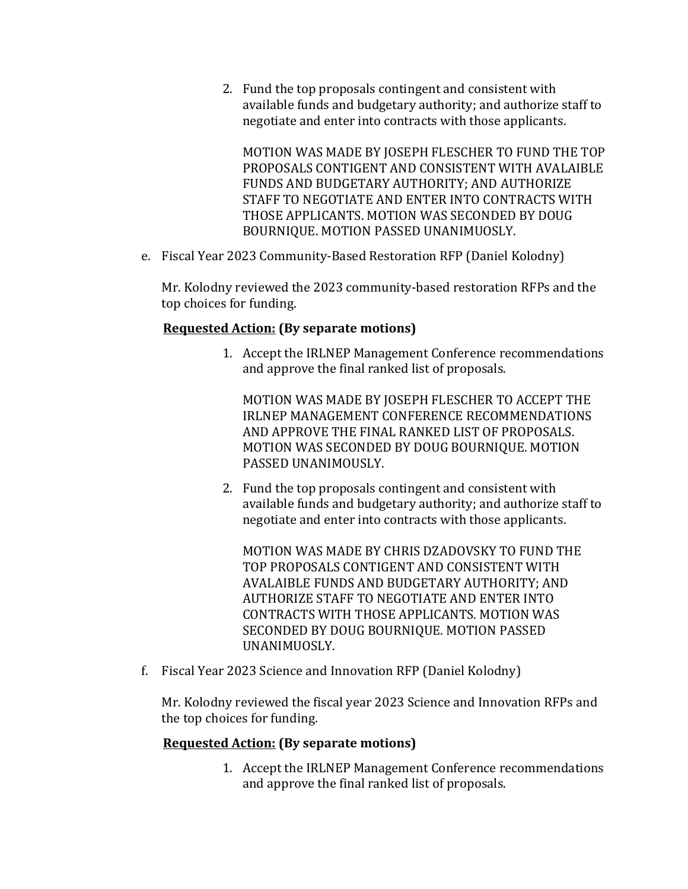2. Fund the top proposals contingent and consistent with available funds and budgetary authority; and authorize staff to negotiate and enter into contracts with those applicants.

   MOTION WAS MADE BY JOSEPH FLESCHER TO FUND THE TOP PROPOSALS CONTIGENT AND CONSISTENT WITH AVALAIBLE FUNDS AND BUDGETARY AUTHORITY; AND AUTHORIZE STAFF TO NEGOTIATE AND ENTER INTO CONTRACTS WITH THOSE APPLICANTS. MOTION WAS SECONDED BY DOUG BOURNIQUE. MOTION PASSED UNANIMUOSLY.

e. Fiscal Year 2023 Community-Based Restoration RFP (Daniel Kolodny)

   Mr. Kolodny reviewed the 2023 community-based restoration RFPs and the top choices for funding.

   **<u>Requested Action:</u> (By separate motions)**

   1. Accept the IRLNEP Management Conference recommendations and approve the final ranked list of proposals.

      MOTION WAS MADE BY JOSEPH FLESCHER TO ACCEPT THE IRLNEP MANAGEMENT CONFERENCE RECOMMENDATIONS AND APPROVE THE FINAL RANKED LIST OF PROPOSALS. MOTION WAS SECONDED BY DOUG BOURNIQUE. MOTION PASSED UNANIMOUSLY.

   2. Fund the top proposals contingent and consistent with available funds and budgetary authority; and authorize staff to negotiate and enter into contracts with those applicants.

      MOTION WAS MADE BY CHRIS DZADOVSKY TO FUND THE TOP PROPOSALS CONTIGENT AND CONSISTENT WITH AVALAIBLE FUNDS AND BUDGETARY AUTHORITY; AND AUTHORIZE STAFF TO NEGOTIATE AND ENTER INTO CONTRACTS WITH THOSE APPLICANTS. MOTION WAS SECONDED BY DOUG BOURNIQUE. MOTION PASSED UNANIMUOSLY.

f. Fiscal Year 2023 Science and Innovation RFP (Daniel Kolodny)

   Mr. Kolodny reviewed the fiscal year 2023 Science and Innovation RFPs and the top choices for funding.

   **<u>Requested Action:</u> (By separate motions)**

   1. Accept the IRLNEP Management Conference recommendations and approve the final ranked list of proposals.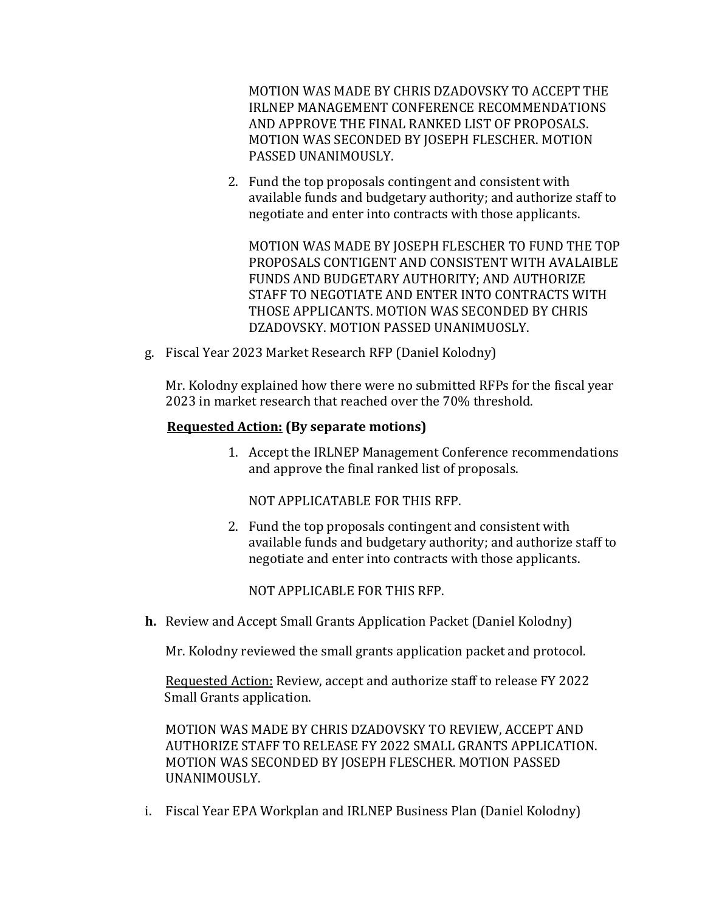MOTION WAS MADE BY CHRIS DZADOVSKY TO ACCEPT THE IRLNEP MANAGEMENT CONFERENCE RECOMMENDATIONS AND APPROVE THE FINAL RANKED LIST OF PROPOSALS. MOTION WAS SECONDED BY JOSEPH FLESCHER. MOTION PASSED UNANIMOUSLY.

2. Fund the top proposals contingent and consistent with available funds and budgetary authority; and authorize staff to negotiate and enter into contracts with those applicants.

   MOTION WAS MADE BY JOSEPH FLESCHER TO FUND THE TOP PROPOSALS CONTIGENT AND CONSISTENT WITH AVALAIBLE FUNDS AND BUDGETARY AUTHORITY; AND AUTHORIZE STAFF TO NEGOTIATE AND ENTER INTO CONTRACTS WITH THOSE APPLICANTS. MOTION WAS SECONDED BY CHRIS DZADOVSKY. MOTION PASSED UNANIMUOSLY.

g. Fiscal Year 2023 Market Research RFP (Daniel Kolodny)

Mr. Kolodny explained how there were no submitted RFPs for the fiscal year 2023 in market research that reached over the 70% threshold.

<u>**Requested Action:**</u> **(By separate motions)**

1. Accept the IRLNEP Management Conference recommendations and approve the final ranked list of proposals.

   NOT APPLICATABLE FOR THIS RFP.

2. Fund the top proposals contingent and consistent with available funds and budgetary authority; and authorize staff to negotiate and enter into contracts with those applicants.

   NOT APPLICABLE FOR THIS RFP.

**h.** Review and Accept Small Grants Application Packet (Daniel Kolodny)

Mr. Kolodny reviewed the small grants application packet and protocol.

<u>Requested Action:</u> Review, accept and authorize staff to release FY 2022 Small Grants application.

MOTION WAS MADE BY CHRIS DZADOVSKY TO REVIEW, ACCEPT AND AUTHORIZE STAFF TO RELEASE FY 2022 SMALL GRANTS APPLICATION. MOTION WAS SECONDED BY JOSEPH FLESCHER. MOTION PASSED UNANIMOUSLY.

i. Fiscal Year EPA Workplan and IRLNEP Business Plan (Daniel Kolodny)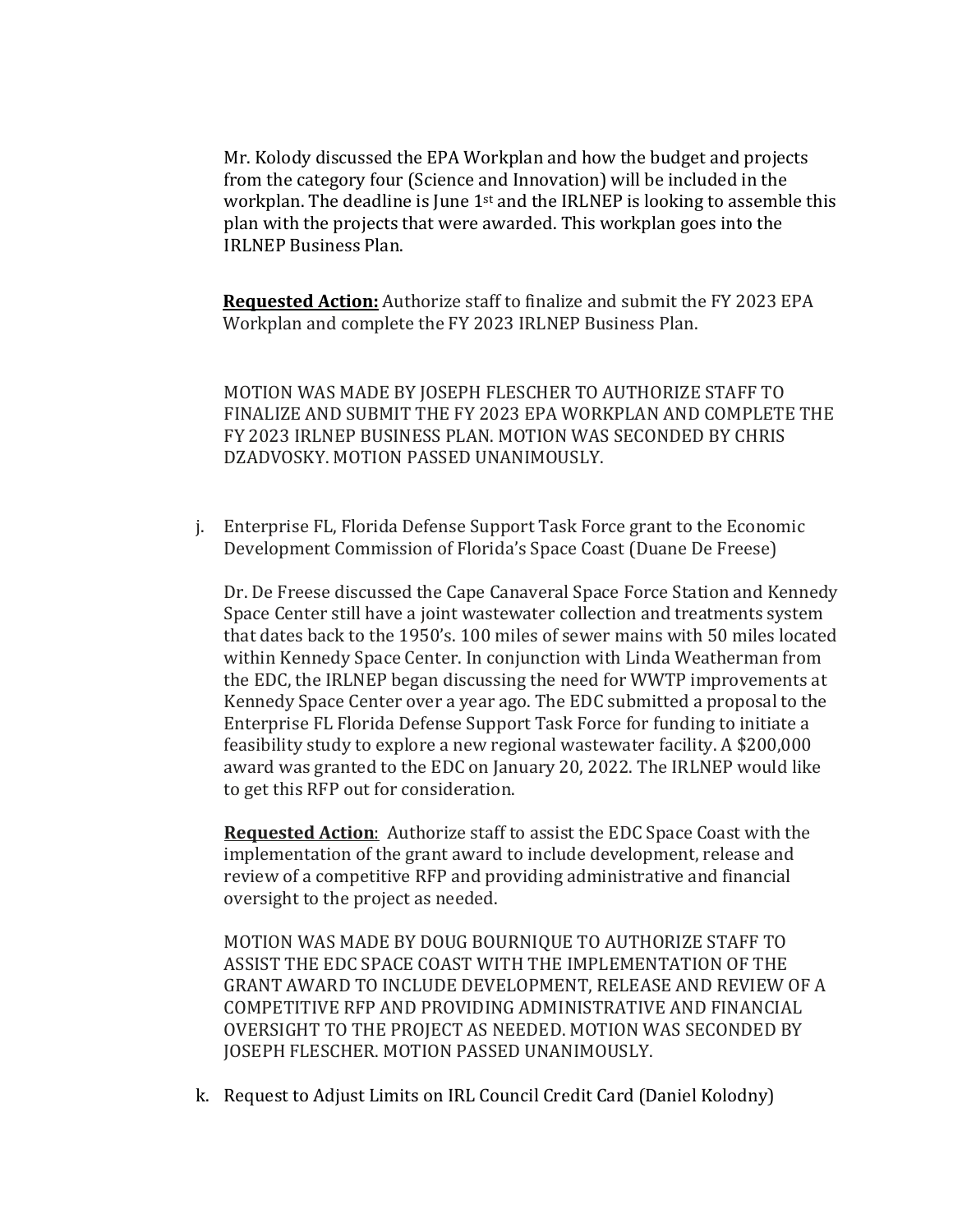Mr. Kolody discussed the EPA Workplan and how the budget and projects from the category four (Science and Innovation) will be included in the workplan. The deadline is June 1st and the IRLNEP is looking to assemble this plan with the projects that were awarded. This workplan goes into the IRLNEP Business Plan.

**Requested Action:** Authorize staff to finalize and submit the FY 2023 EPA Workplan and complete the FY 2023 IRLNEP Business Plan.

MOTION WAS MADE BY JOSEPH FLESCHER TO AUTHORIZE STAFF TO FINALIZE AND SUBMIT THE FY 2023 EPA WORKPLAN AND COMPLETE THE FY 2023 IRLNEP BUSINESS PLAN. MOTION WAS SECONDED BY CHRIS DZADVOSKY. MOTION PASSED UNANIMOUSLY.

j. Enterprise FL, Florida Defense Support Task Force grant to the Economic Development Commission of Florida's Space Coast (Duane De Freese)

Dr. De Freese discussed the Cape Canaveral Space Force Station and Kennedy Space Center still have a joint wastewater collection and treatments system that dates back to the 1950's. 100 miles of sewer mains with 50 miles located within Kennedy Space Center. In conjunction with Linda Weatherman from the EDC, the IRLNEP began discussing the need for WWTP improvements at Kennedy Space Center over a year ago. The EDC submitted a proposal to the Enterprise FL Florida Defense Support Task Force for funding to initiate a feasibility study to explore a new regional wastewater facility. A $200,000 award was granted to the EDC on January 20, 2022. The IRLNEP would like to get this RFP out for consideration.

**Requested Action**: Authorize staff to assist the EDC Space Coast with the implementation of the grant award to include development, release and review of a competitive RFP and providing administrative and financial oversight to the project as needed.

MOTION WAS MADE BY DOUG BOURNIQUE TO AUTHORIZE STAFF TO ASSIST THE EDC SPACE COAST WITH THE IMPLEMENTATION OF THE GRANT AWARD TO INCLUDE DEVELOPMENT, RELEASE AND REVIEW OF A COMPETITIVE RFP AND PROVIDING ADMINISTRATIVE AND FINANCIAL OVERSIGHT TO THE PROJECT AS NEEDED. MOTION WAS SECONDED BY JOSEPH FLESCHER. MOTION PASSED UNANIMOUSLY.

k. Request to Adjust Limits on IRL Council Credit Card (Daniel Kolodny)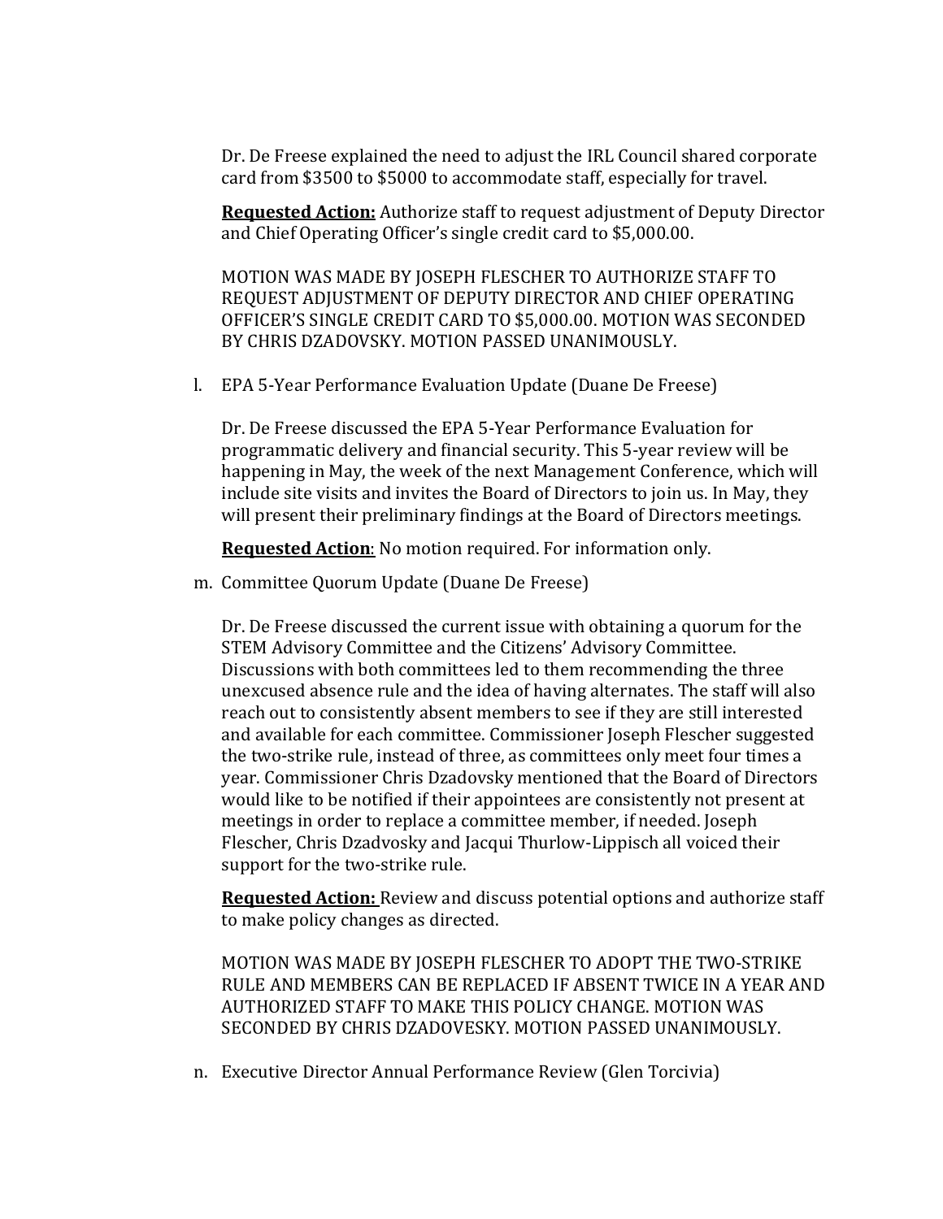Dr. De Freese explained the need to adjust the IRL Council shared corporate card from $3500 to $5000 to accommodate staff, especially for travel.

**Requested Action:** Authorize staff to request adjustment of Deputy Director and Chief Operating Officer's single credit card to $5,000.00.

MOTION WAS MADE BY JOSEPH FLESCHER TO AUTHORIZE STAFF TO REQUEST ADJUSTMENT OF DEPUTY DIRECTOR AND CHIEF OPERATING OFFICER'S SINGLE CREDIT CARD TO $5,000.00. MOTION WAS SECONDED BY CHRIS DZADOVSKY. MOTION PASSED UNANIMOUSLY.

l. EPA 5-Year Performance Evaluation Update (Duane De Freese)

Dr. De Freese discussed the EPA 5-Year Performance Evaluation for programmatic delivery and financial security. This 5-year review will be happening in May, the week of the next Management Conference, which will include site visits and invites the Board of Directors to join us. In May, they will present their preliminary findings at the Board of Directors meetings.

**Requested Action**: No motion required. For information only.

m. Committee Quorum Update (Duane De Freese)

Dr. De Freese discussed the current issue with obtaining a quorum for the STEM Advisory Committee and the Citizens' Advisory Committee. Discussions with both committees led to them recommending the three unexcused absence rule and the idea of having alternates. The staff will also reach out to consistently absent members to see if they are still interested and available for each committee. Commissioner Joseph Flescher suggested the two-strike rule, instead of three, as committees only meet four times a year. Commissioner Chris Dzadovsky mentioned that the Board of Directors would like to be notified if their appointees are consistently not present at meetings in order to replace a committee member, if needed. Joseph Flescher, Chris Dzadvosky and Jacqui Thurlow-Lippisch all voiced their support for the two-strike rule.

**Requested Action:** Review and discuss potential options and authorize staff to make policy changes as directed.

MOTION WAS MADE BY JOSEPH FLESCHER TO ADOPT THE TWO-STRIKE RULE AND MEMBERS CAN BE REPLACED IF ABSENT TWICE IN A YEAR AND AUTHORIZED STAFF TO MAKE THIS POLICY CHANGE. MOTION WAS SECONDED BY CHRIS DZADOVESKY. MOTION PASSED UNANIMOUSLY.

n. Executive Director Annual Performance Review (Glen Torcivia)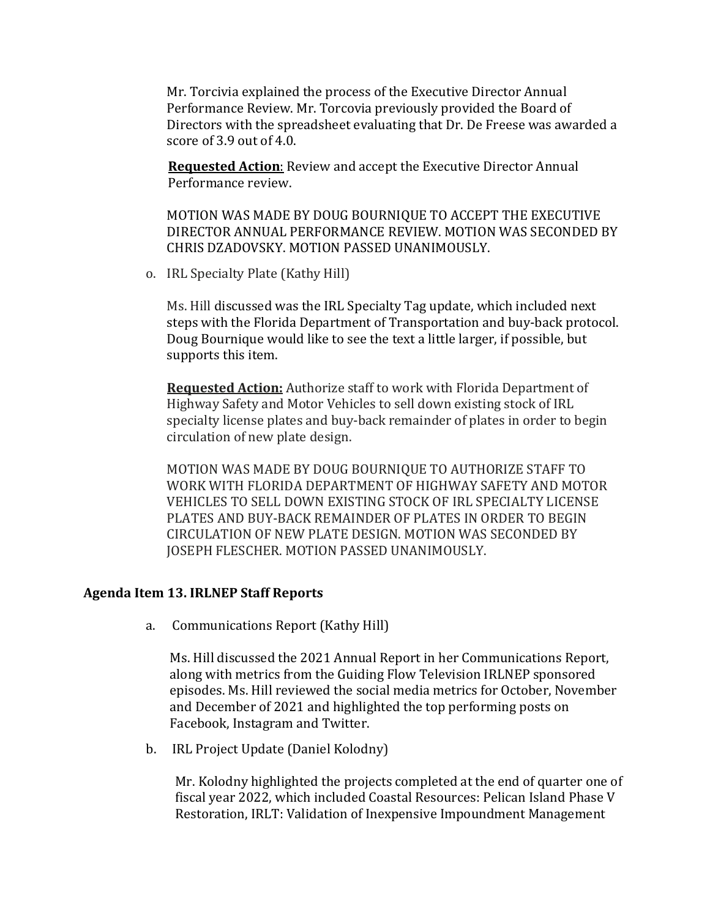Mr. Torcivia explained the process of the Executive Director Annual Performance Review. Mr. Torcovia previously provided the Board of Directors with the spreadsheet evaluating that Dr. De Freese was awarded a score of 3.9 out of 4.0.

**Requested Action**: Review and accept the Executive Director Annual Performance review.

MOTION WAS MADE BY DOUG BOURNIQUE TO ACCEPT THE EXECUTIVE DIRECTOR ANNUAL PERFORMANCE REVIEW. MOTION WAS SECONDED BY CHRIS DZADOVSKY. MOTION PASSED UNANIMOUSLY.

o. IRL Specialty Plate (Kathy Hill)

Ms. Hill discussed was the IRL Specialty Tag update, which included next steps with the Florida Department of Transportation and buy-back protocol. Doug Bournique would like to see the text a little larger, if possible, but supports this item.

**Requested Action:** Authorize staff to work with Florida Department of Highway Safety and Motor Vehicles to sell down existing stock of IRL specialty license plates and buy-back remainder of plates in order to begin circulation of new plate design.

MOTION WAS MADE BY DOUG BOURNIQUE TO AUTHORIZE STAFF TO WORK WITH FLORIDA DEPARTMENT OF HIGHWAY SAFETY AND MOTOR VEHICLES TO SELL DOWN EXISTING STOCK OF IRL SPECIALTY LICENSE PLATES AND BUY-BACK REMAINDER OF PLATES IN ORDER TO BEGIN CIRCULATION OF NEW PLATE DESIGN. MOTION WAS SECONDED BY JOSEPH FLESCHER. MOTION PASSED UNANIMOUSLY.

**Agenda Item 13. IRLNEP Staff Reports**

a. Communications Report (Kathy Hill)

Ms. Hill discussed the 2021 Annual Report in her Communications Report, along with metrics from the Guiding Flow Television IRLNEP sponsored episodes. Ms. Hill reviewed the social media metrics for October, November and December of 2021 and highlighted the top performing posts on Facebook, Instagram and Twitter.

b. IRL Project Update (Daniel Kolodny)

Mr. Kolodny highlighted the projects completed at the end of quarter one of fiscal year 2022, which included Coastal Resources: Pelican Island Phase V Restoration, IRLT: Validation of Inexpensive Impoundment Management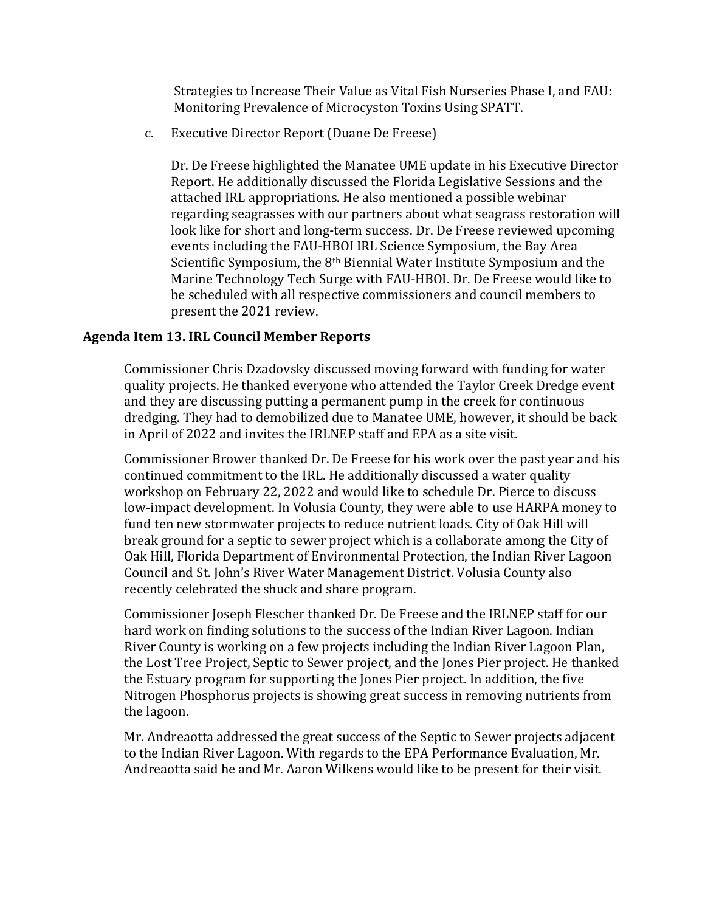Strategies to Increase Their Value as Vital Fish Nurseries Phase I, and FAU: Monitoring Prevalence of Microcyston Toxins Using SPATT.

c. Executive Director Report (Duane De Freese)

Dr. De Freese highlighted the Manatee UME update in his Executive Director Report. He additionally discussed the Florida Legislative Sessions and the attached IRL appropriations. He also mentioned a possible webinar regarding seagrasses with our partners about what seagrass restoration will look like for short and long-term success. Dr. De Freese reviewed upcoming events including the FAU-HBOI IRL Science Symposium, the Bay Area Scientific Symposium, the 8th Biennial Water Institute Symposium and the Marine Technology Tech Surge with FAU-HBOI. Dr. De Freese would like to be scheduled with all respective commissioners and council members to present the 2021 review.

**Agenda Item 13. IRL Council Member Reports**

Commissioner Chris Dzadovsky discussed moving forward with funding for water quality projects. He thanked everyone who attended the Taylor Creek Dredge event and they are discussing putting a permanent pump in the creek for continuous dredging. They had to demobilized due to Manatee UME, however, it should be back in April of 2022 and invites the IRLNEP staff and EPA as a site visit.

Commissioner Brower thanked Dr. De Freese for his work over the past year and his continued commitment to the IRL. He additionally discussed a water quality workshop on February 22, 2022 and would like to schedule Dr. Pierce to discuss low-impact development. In Volusia County, they were able to use HARPA money to fund ten new stormwater projects to reduce nutrient loads. City of Oak Hill will break ground for a septic to sewer project which is a collaborate among the City of Oak Hill, Florida Department of Environmental Protection, the Indian River Lagoon Council and St. John's River Water Management District. Volusia County also recently celebrated the shuck and share program.

Commissioner Joseph Flescher thanked Dr. De Freese and the IRLNEP staff for our hard work on finding solutions to the success of the Indian River Lagoon. Indian River County is working on a few projects including the Indian River Lagoon Plan, the Lost Tree Project, Septic to Sewer project, and the Jones Pier project. He thanked the Estuary program for supporting the Jones Pier project. In addition, the five Nitrogen Phosphorus projects is showing great success in removing nutrients from the lagoon.

Mr. Andreaotta addressed the great success of the Septic to Sewer projects adjacent to the Indian River Lagoon. With regards to the EPA Performance Evaluation, Mr. Andreaotta said he and Mr. Aaron Wilkens would like to be present for their visit.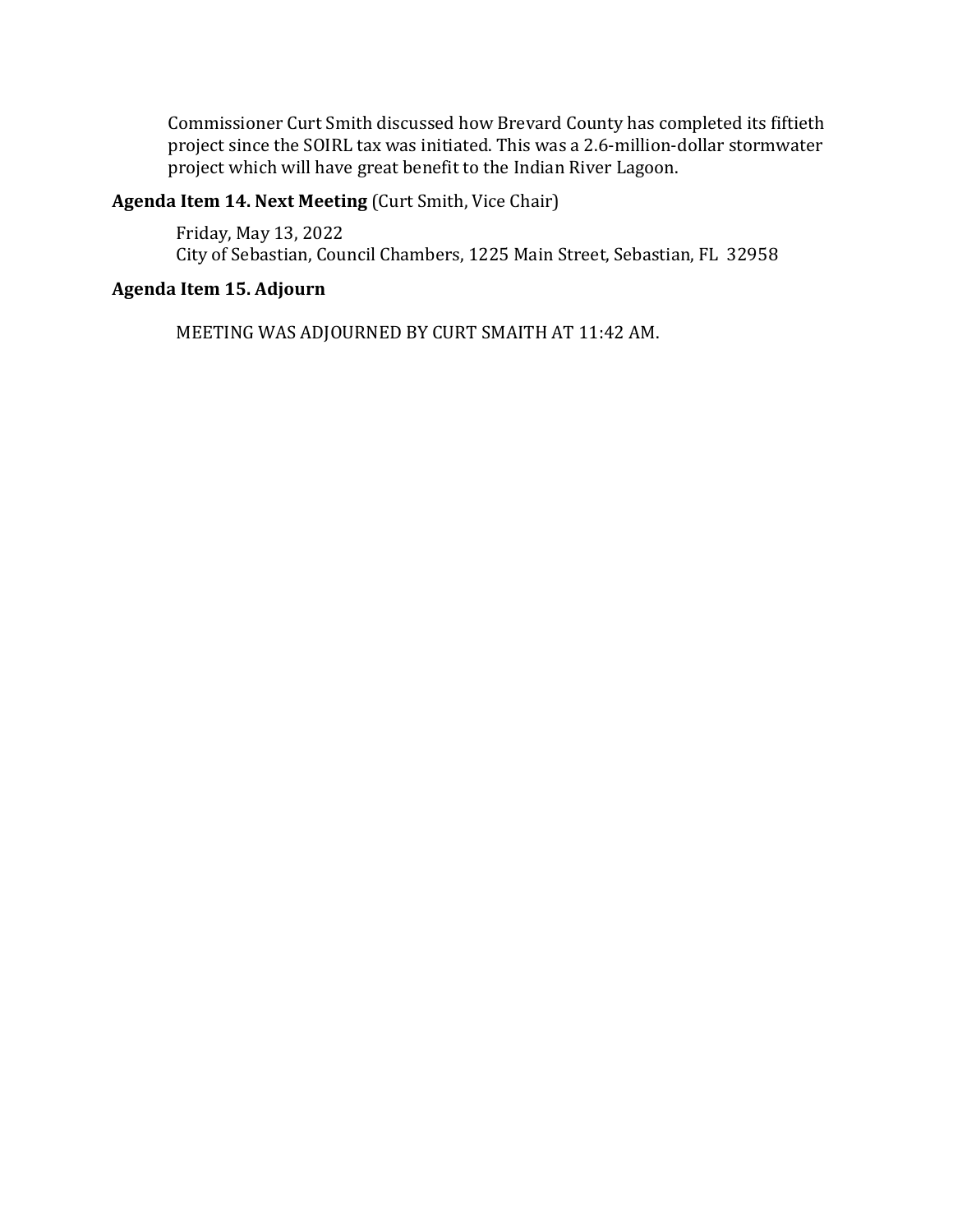Commissioner Curt Smith discussed how Brevard County has completed its fiftieth project since the SOIRL tax was initiated. This was a 2.6-million-dollar stormwater project which will have great benefit to the Indian River Lagoon.

**Agenda Item 14. Next Meeting** (Curt Smith, Vice Chair)

Friday, May 13, 2022
City of Sebastian, Council Chambers, 1225 Main Street, Sebastian, FL 32958

**Agenda Item 15. Adjourn**

MEETING WAS ADJOURNED BY CURT SMAITH AT 11:42 AM.